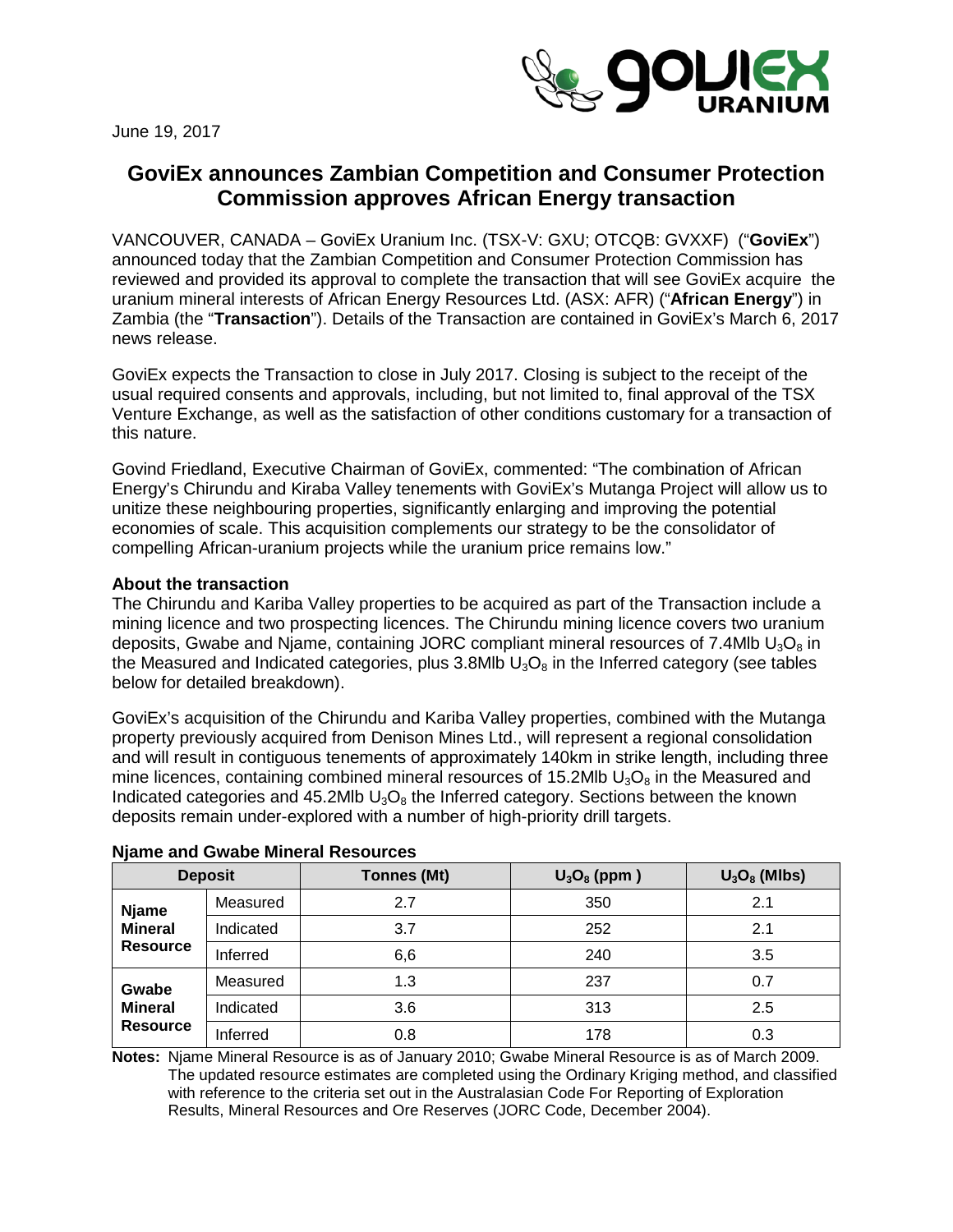June 19, 2017

# GoviEx announces Zambian Competition and Consumer Protection Commission approves African Energy transaction

VANCOUVER, CANADA – GoviEx Uranium Inc. (TSX-V: GXU; OTCQB: GVXXF) ("**GoviEx**") announced today that the Zambian Competition and Consumer Protection Commission has reviewed and provided its approval to complete the transaction that will see GoviEx acquire the uranium mineral interests of African Energy Resources Ltd. (ASX: AFR) ("**African Energy**") in Zambia (the "**Transaction**"). Details of the Transaction are contained in GoviEx's March 6, 2017 news release.

GoviEx expects the Transaction to close in July 2017. Closing is subject to the receipt of the usual required consents and approvals, including, but not limited to, final approval of the TSX Venture Exchange, as well as the satisfaction of other conditions customary for a transaction of this nature.

Govind Friedland, Executive Chairman of GoviEx, commented: "The combination of African Energy's Chirundu and Kiraba Valley tenements with GoviEx's Mutanga Project will allow us to unitize these neighbouring properties, significantly enlarging and improving the potential economies of scale. This acquisition complements our strategy to be the consolidator of compelling African-uranium projects while the uranium price remains low."

### About the transaction

The Chirundu and Kariba Valley properties to be acquired as part of the Transaction include a mining licence and two prospecting licences. The Chirundu mining licence covers two uranium deposits, Gwabe and Njame, containing JORC compliant mineral resources of 7.4Mlb $U_3O_8$ in the Measured and Indicated categories, plus 3.8Mlb $U_3O_8$ in the Inferred category (see tables below for detailed breakdown).

GoviEx's acquisition of the Chirundu and Kariba Valley properties, combined with the Mutanga property previously acquired from Denison Mines Ltd., will represent a regional consolidation and will result in contiguous tenements of approximately 140km in strike length, including three mine licences, containing combined mineral resources of 15.2Mlb $U_3O_8$ in the Measured and Indicated categories and 45.2Mlb $U_3O_8$ the Inferred category. Sections between the known deposits remain under-explored with a number of high-priority drill targets.

**Njame and Gwabe Mineral Resources**

| Deposit | | Tonnes (Mt) | $U_3O_8$ (ppm ) | $U_3O_8$ (Mlbs) |
|---|---|---|---|---|
| **Njame Mineral Resource** | Measured | 2.7 | 350 | 2.1 |
| | Indicated | 3.7 | 252 | 2.1 |
| | Inferred | 6,6 | 240 | 3.5 |
| **Gwabe Mineral Resource** | Measured | 1.3 | 237 | 0.7 |
| | Indicated | 3.6 | 313 | 2.5 |
| | Inferred | 0.8 | 178 | 0.3 |

**Notes:** Njame Mineral Resource is as of January 2010; Gwabe Mineral Resource is as of March 2009. The updated resource estimates are completed using the Ordinary Kriging method, and classified with reference to the criteria set out in the Australasian Code For Reporting of Exploration Results, Mineral Resources and Ore Reserves (JORC Code, December 2004).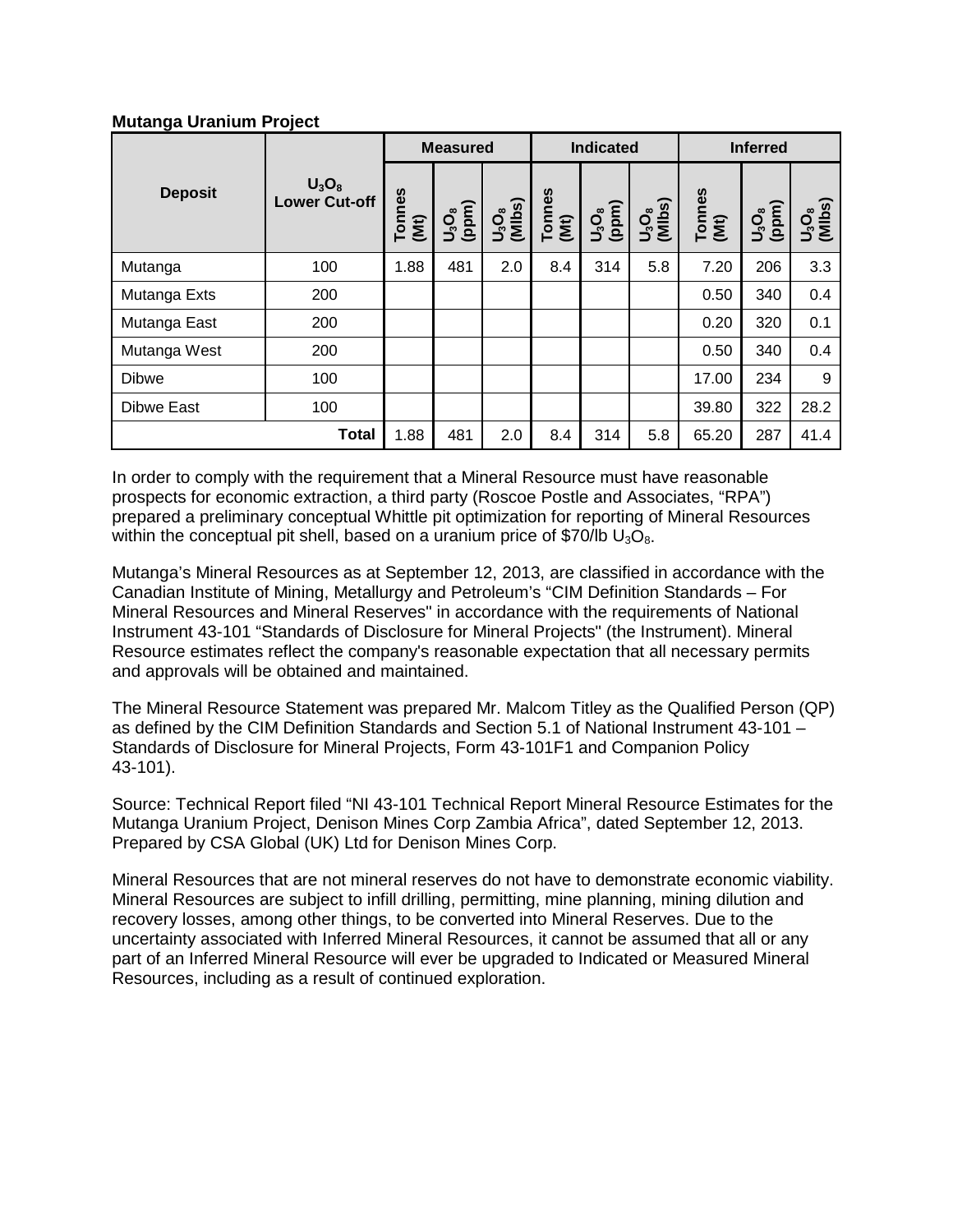**Mutanga Uranium Project**

| Deposit | $U_3O_8$ Lower Cut-off | Measured | | | Indicated | | | Inferred | | |
|---|---|---|---|---|---|---|---|---|---|---|
| | | Tonnes (Mt) | $U_3O_8$ (ppm) | $U_3O_8$ (Mlbs) | Tonnes (Mt) | $U_3O_8$ (ppm) | $U_3O_8$ (Mlbs) | Tonnes (Mt) | $U_3O_8$ (ppm) | $U_3O_8$ (Mlbs) |
| Mutanga | 100 | 1.88 | 481 | 2.0 | 8.4 | 314 | 5.8 | 7.20 | 206 | 3.3 |
| Mutanga Exts | 200 | | | | | | | 0.50 | 340 | 0.4 |
| Mutanga East | 200 | | | | | | | 0.20 | 320 | 0.1 |
| Mutanga West | 200 | | | | | | | 0.50 | 340 | 0.4 |
| Dibwe | 100 | | | | | | | 17.00 | 234 | 9 |
| Dibwe East | 100 | | | | | | | 39.80 | 322 | 28.2 |
| Total | | 1.88 | 481 | 2.0 | 8.4 | 314 | 5.8 | 65.20 | 287 | 41.4 |

In order to comply with the requirement that a Mineral Resource must have reasonable prospects for economic extraction, a third party (Roscoe Postle and Associates, "RPA") prepared a preliminary conceptual Whittle pit optimization for reporting of Mineral Resources within the conceptual pit shell, based on a uranium price of $70/lb $U_3O_8$.

Mutanga's Mineral Resources as at September 12, 2013, are classified in accordance with the Canadian Institute of Mining, Metallurgy and Petroleum's "CIM Definition Standards – For Mineral Resources and Mineral Reserves" in accordance with the requirements of National Instrument 43-101 "Standards of Disclosure for Mineral Projects" (the Instrument). Mineral Resource estimates reflect the company's reasonable expectation that all necessary permits and approvals will be obtained and maintained.

The Mineral Resource Statement was prepared Mr. Malcom Titley as the Qualified Person (QP) as defined by the CIM Definition Standards and Section 5.1 of National Instrument 43-101 – Standards of Disclosure for Mineral Projects, Form 43-101F1 and Companion Policy 43-101).

Source: Technical Report filed "NI 43-101 Technical Report Mineral Resource Estimates for the Mutanga Uranium Project, Denison Mines Corp Zambia Africa", dated September 12, 2013. Prepared by CSA Global (UK) Ltd for Denison Mines Corp.

Mineral Resources that are not mineral reserves do not have to demonstrate economic viability. Mineral Resources are subject to infill drilling, permitting, mine planning, mining dilution and recovery losses, among other things, to be converted into Mineral Reserves. Due to the uncertainty associated with Inferred Mineral Resources, it cannot be assumed that all or any part of an Inferred Mineral Resource will ever be upgraded to Indicated or Measured Mineral Resources, including as a result of continued exploration.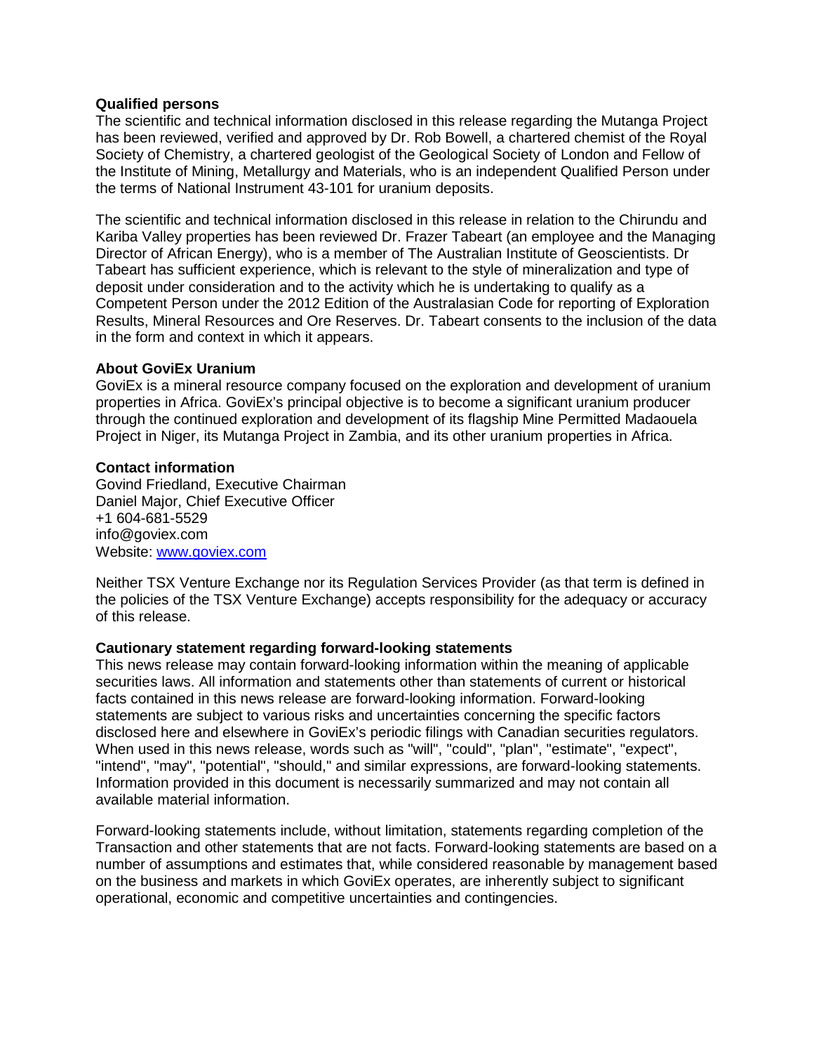**Qualified persons**

The scientific and technical information disclosed in this release regarding the Mutanga Project has been reviewed, verified and approved by Dr. Rob Bowell, a chartered chemist of the Royal Society of Chemistry, a chartered geologist of the Geological Society of London and Fellow of the Institute of Mining, Metallurgy and Materials, who is an independent Qualified Person under the terms of National Instrument 43-101 for uranium deposits.

The scientific and technical information disclosed in this release in relation to the Chirundu and Kariba Valley properties has been reviewed Dr. Frazer Tabeart (an employee and the Managing Director of African Energy), who is a member of The Australian Institute of Geoscientists. Dr Tabeart has sufficient experience, which is relevant to the style of mineralization and type of deposit under consideration and to the activity which he is undertaking to qualify as a Competent Person under the 2012 Edition of the Australasian Code for reporting of Exploration Results, Mineral Resources and Ore Reserves. Dr. Tabeart consents to the inclusion of the data in the form and context in which it appears.

**About GoviEx Uranium**

GoviEx is a mineral resource company focused on the exploration and development of uranium properties in Africa. GoviEx's principal objective is to become a significant uranium producer through the continued exploration and development of its flagship Mine Permitted Madaouela Project in Niger, its Mutanga Project in Zambia, and its other uranium properties in Africa.

**Contact information**

Govind Friedland, Executive Chairman
Daniel Major, Chief Executive Officer
+1 604-681-5529
info@goviex.com
Website: [www.goviex.com](http://www.goviex.com)

Neither TSX Venture Exchange nor its Regulation Services Provider (as that term is defined in the policies of the TSX Venture Exchange) accepts responsibility for the adequacy or accuracy of this release.

**Cautionary statement regarding forward-looking statements**

This news release may contain forward-looking information within the meaning of applicable securities laws. All information and statements other than statements of current or historical facts contained in this news release are forward-looking information. Forward-looking statements are subject to various risks and uncertainties concerning the specific factors disclosed here and elsewhere in GoviEx's periodic filings with Canadian securities regulators. When used in this news release, words such as "will", "could", "plan", "estimate", "expect", "intend", "may", "potential", "should," and similar expressions, are forward-looking statements. Information provided in this document is necessarily summarized and may not contain all available material information.

Forward-looking statements include, without limitation, statements regarding completion of the Transaction and other statements that are not facts. Forward-looking statements are based on a number of assumptions and estimates that, while considered reasonable by management based on the business and markets in which GoviEx operates, are inherently subject to significant operational, economic and competitive uncertainties and contingencies.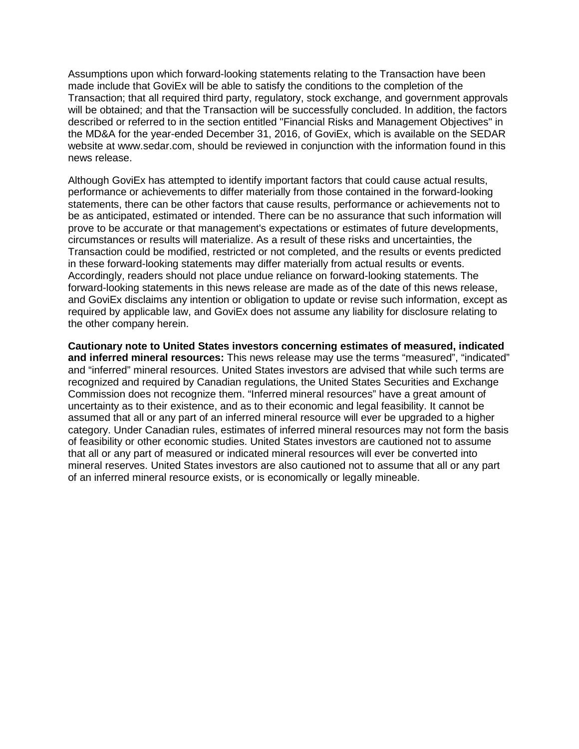Assumptions upon which forward-looking statements relating to the Transaction have been made include that GoviEx will be able to satisfy the conditions to the completion of the Transaction; that all required third party, regulatory, stock exchange, and government approvals will be obtained; and that the Transaction will be successfully concluded. In addition, the factors described or referred to in the section entitled "Financial Risks and Management Objectives" in the MD&A for the year-ended December 31, 2016, of GoviEx, which is available on the SEDAR website at www.sedar.com, should be reviewed in conjunction with the information found in this news release.

Although GoviEx has attempted to identify important factors that could cause actual results, performance or achievements to differ materially from those contained in the forward-looking statements, there can be other factors that cause results, performance or achievements not to be as anticipated, estimated or intended. There can be no assurance that such information will prove to be accurate or that management's expectations or estimates of future developments, circumstances or results will materialize. As a result of these risks and uncertainties, the Transaction could be modified, restricted or not completed, and the results or events predicted in these forward-looking statements may differ materially from actual results or events. Accordingly, readers should not place undue reliance on forward-looking statements. The forward-looking statements in this news release are made as of the date of this news release, and GoviEx disclaims any intention or obligation to update or revise such information, except as required by applicable law, and GoviEx does not assume any liability for disclosure relating to the other company herein.

**Cautionary note to United States investors concerning estimates of measured, indicated and inferred mineral resources:** This news release may use the terms "measured", "indicated" and "inferred" mineral resources. United States investors are advised that while such terms are recognized and required by Canadian regulations, the United States Securities and Exchange Commission does not recognize them. "Inferred mineral resources" have a great amount of uncertainty as to their existence, and as to their economic and legal feasibility. It cannot be assumed that all or any part of an inferred mineral resource will ever be upgraded to a higher category. Under Canadian rules, estimates of inferred mineral resources may not form the basis of feasibility or other economic studies. United States investors are cautioned not to assume that all or any part of measured or indicated mineral resources will ever be converted into mineral reserves. United States investors are also cautioned not to assume that all or any part of an inferred mineral resource exists, or is economically or legally mineable.